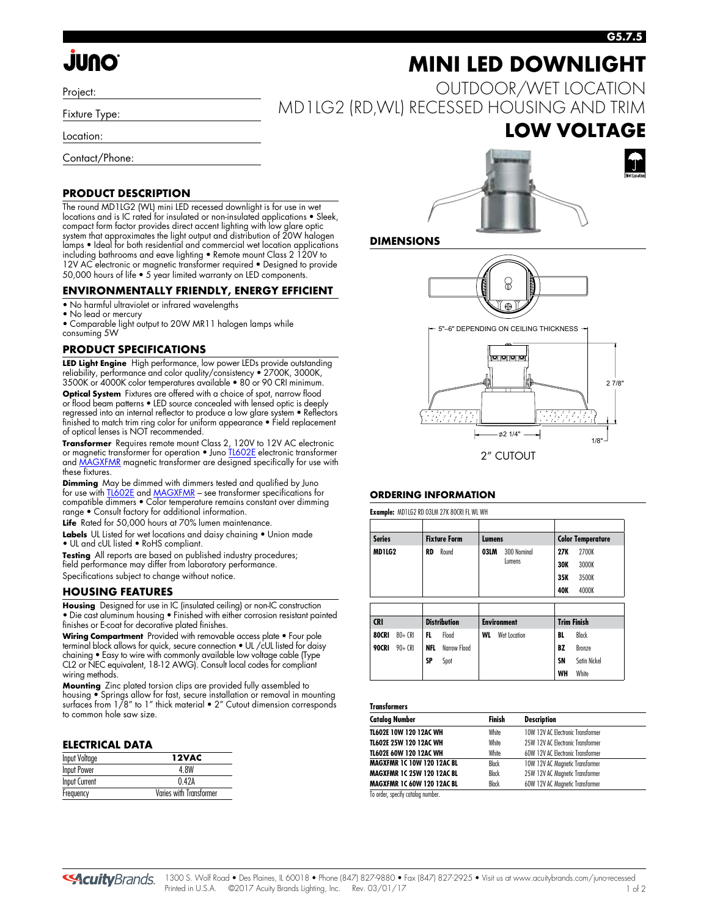# MINI LED DOWNLIGHT

## OUTDOOR/WET LOCATION
## MD1LG2 (RD,WL) RECESSED HOUSING AND TRIM
## LOW VOLTAGE

Project:

Fixture Type:

Location:

Contact/Phone:

### PRODUCT DESCRIPTION

The round MD1LG2 (WL) mini LED recessed downlight is for use in wet locations and is IC rated for insulated or non-insulated applications • Sleek, compact form factor provides direct accent lighting with low glare optic system that approximates the light output and distribution of 20W halogen lamps • Ideal for both residential and commercial wet location applications including bathrooms and eave lighting • Remote mount Class 2 120V to 12V AC electronic or magnetic transformer required • Designed to provide 50,000 hours of life • 5 year limited warranty on LED components.

### ENVIRONMENTALLY FRIENDLY, ENERGY EFFICIENT

- No harmful ultraviolet or infrared wavelengths
- No lead or mercury
- Comparable light output to 20W MR11 halogen lamps while consuming 5W

### PRODUCT SPECIFICATIONS

**LED Light Engine** High performance, low power LEDs provide outstanding reliability, performance and color quality/consistency • 2700K, 3000K, 3500K or 4000K color temperatures available • 80 or 90 CRI minimum.

**Optical System** Fixtures are offered with a choice of spot, narrow flood or flood beam patterns • LED source concealed with lensed optic is deeply regressed into an internal reflector to produce a low glare system • Reflectors finished to match trim ring color for uniform appearance • Field replacement of optical lenses is NOT recommended.

**Transformer** Requires remote mount Class 2, 120V to 12V AC electronic or magnetic transformer for operation • Juno TL602E electronic transformer and MAGXFMR magnetic transformer are designed specifically for use with these fixtures.

**Dimming** May be dimmed with dimmers tested and qualified by Juno for use with TL602E and MAGXFMR – see transformer specifications for compatible dimmers • Color temperature remains constant over dimming range • Consult factory for additional information.

**Life** Rated for 50,000 hours at 70% lumen maintenance.

**Labels** UL Listed for wet locations and daisy chaining • Union made • UL and cUL listed • RoHS compliant.

**Testing** All reports are based on published industry procedures; field performance may differ from laboratory performance.

Specifications subject to change without notice.

### HOUSING FEATURES

**Housing** Designed for use in IC (insulated ceiling) or non-IC construction • Die cast aluminum housing • Finished with either corrosion resistant painted finishes or E-coat for decorative plated finishes.

**Wiring Compartment** Provided with removable access plate • Four pole terminal block allows for quick, secure connection • UL /cUL listed for daisy chaining • Easy to wire with commonly available low voltage cable (Type CL2 or NEC equivalent, 18-12 AWG). Consult local codes for compliant wiring methods.

**Mounting** Zinc plated torsion clips are provided fully assembled to housing • Springs allow for fast, secure installation or removal in mounting surfaces from 1/8" to 1" thick material • 2" Cutout dimension corresponds to common hole saw size.

### ELECTRICAL DATA

| Input Voltage | 12VAC |
|---|---|
| Input Power | 4.8W |
| Input Current | 0.42A |
| Frequency | Varies with Transformer |

### DIMENSIONS

5"–6" DEPENDING ON CEILING THICKNESS

2 7/8"

ø2 1/4"

1/8"

2" CUTOUT

### ORDERING INFORMATION

**Example:** MD1LG2 RD 03LM 27K 80CRI FL WL WH

| Series | Fixture Form | Lumens | Color Temperature |
|---|---|---|---|
| **MD1LG2** | **RD** Round | **03LM** 300 Nominal Lumens | **27K** 2700K |
| | | | **30K** 3000K |
| | | | **35K** 3500K |
| | | | **40K** 4000K |

| CRI | Distribution | Environment | Trim Finish |
|---|---|---|---|
| **80CRI** 80+ CRI | **FL** Flood | **WL** Wet Location | **BL** Black |
| **90CRI** 90+ CRI | **NFL** Narrow Flood | | **BZ** Bronze |
| | **SP** Spot | | **SN** Satin Nickel |
| | | | **WH** White |

**Transformers**

| Catalog Number | Finish | Description |
|---|---|---|
| **TL602E 10W 120 12AC WH** | White | 10W 12V AC Electronic Transformer |
| **TL602E 25W 120 12AC WH** | White | 25W 12V AC Electronic Transformer |
| **TL602E 60W 120 12AC WH** | White | 60W 12V AC Electronic Transformer |
| **MAGXFMR 1C 10W 120 12AC BL** | Black | 10W 12V AC Magnetic Transformer |
| **MAGXFMR 1C 25W 120 12AC BL** | Black | 25W 12V AC Magnetic Transformer |
| **MAGXFMR 1C 60W 120 12AC BL** | Black | 60W 12V AC Magnetic Transformer |

To order, specify catalog number.

1300 S. Wolf Road • Des Plaines, IL 60018 • Phone (847) 827-9880 • Fax (847) 827-2925 • Visit us at www.acuitybrands.com/juno-recessed
Printed in U.S.A. ©2017 Acuity Brands Lighting, Inc. Rev. 03/01/17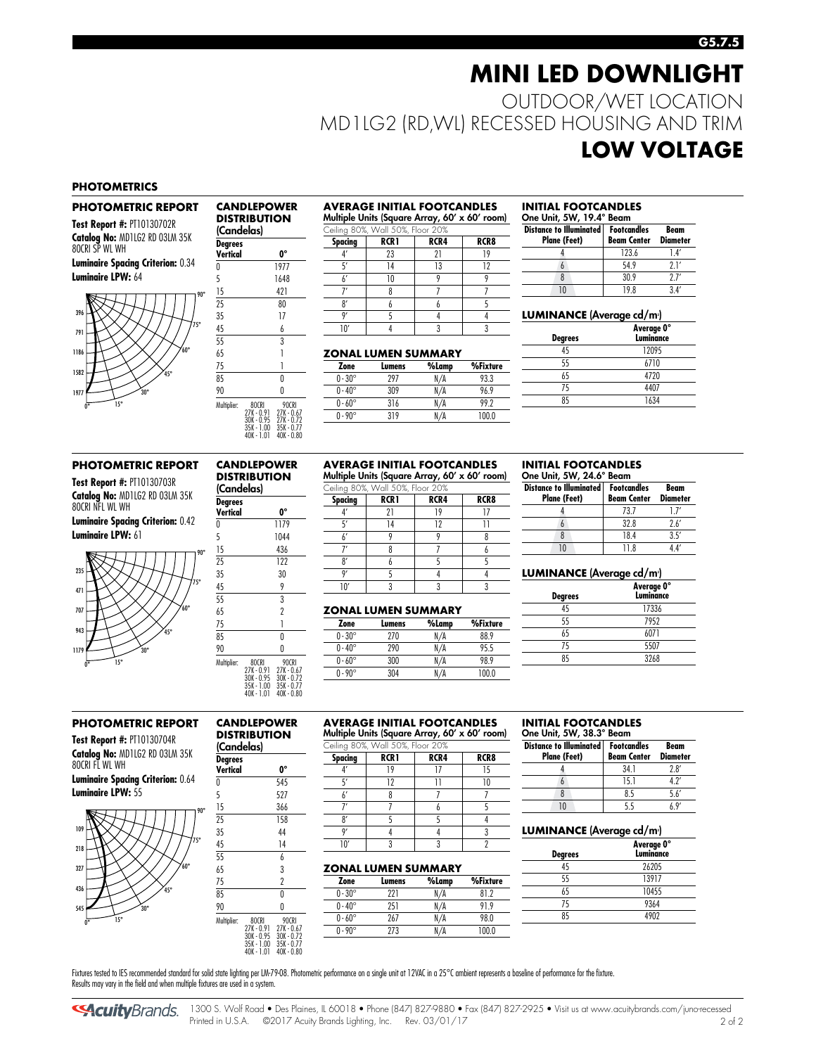# MINI LED DOWNLIGHT

OUTDOOR/WET LOCATION

MD1LG2 (RD,WL) RECESSED HOUSING AND TRIM

## LOW VOLTAGE

### PHOTOMETRICS

#### PHOTOMETRIC REPORT

**Test Report #:** PT10130702R

**Catalog No:** MD1LG2 RD 03LM 35K 80CRI SP WL WH

**Luminaire Spacing Criterion:** 0.34

**Luminaire LPW:** 64

396
791
1186
1582
1977
0°
15°
30°
45°
60°
75°
90°

#### CANDLEPOWER DISTRIBUTION (Candelas)

| Degrees Vertical | 0° |
|---|---|
| 0 | 1977 |
| 5 | 1648 |
| 15 | 421 |
| 25 | 80 |
| 35 | 17 |
| 45 | 6 |
| 55 | 3 |
| 65 | 1 |
| 75 | 1 |
| 85 | 0 |
| 90 | 0 |

Multiplier: 80CRI 27K - 0.91, 30K - 0.95, 35K - 1.00, 40K - 1.01; 90CRI 27K - 0.67, 27K - 0.72, 35K - 0.77, 40K - 0.80

#### AVERAGE INITIAL FOOTCANDLES

Multiple Units (Square Array, 60' x 60' room)

Ceiling 80%, Wall 50%, Floor 20%

| Spacing | RCR1 | RCR4 | RCR8 |
|---|---|---|---|
| 4' | 23 | 21 | 19 |
| 5' | 14 | 13 | 12 |
| 6' | 10 | 9 | 9 |
| 7' | 8 | 7 | 7 |
| 8' | 6 | 6 | 5 |
| 9' | 5 | 4 | 4 |
| 10' | 4 | 3 | 3 |

#### ZONAL LUMEN SUMMARY

| Zone | Lumens | %Lamp | %Fixture |
|---|---|---|---|
| 0 - 30° | 297 | N/A | 93.3 |
| 0 - 40° | 309 | N/A | 96.9 |
| 0 - 60° | 316 | N/A | 99.2 |
| 0 - 90° | 319 | N/A | 100.0 |

#### INITIAL FOOTCANDLES

One Unit, 5W, 19.4° Beam

| Distance to Illuminated Plane (Feet) | Footcandles Beam Center | Beam Diameter |
|---|---|---|
| 4 | 123.6 | 1.4' |
| 6 | 54.9 | 2.1' |
| 8 | 30.9 | 2.7' |
| 10 | 19.8 | 3.4' |

#### LUMINANCE (Average cd/m²)

| Degrees | Average 0° Luminance |
|---|---|
| 45 | 12095 |
| 55 | 6710 |
| 65 | 4720 |
| 75 | 4407 |
| 85 | 1634 |

#### PHOTOMETRIC REPORT

**Test Report #:** PT10130703R

**Catalog No:** MD1LG2 RD 03LM 35K 80CRI NFL WL WH

**Luminaire Spacing Criterion:** 0.42

**Luminaire LPW:** 61

235
471
707
943
1179
0°
15°
30°
45°
60°
75°
90°

#### CANDLEPOWER DISTRIBUTION (Candelas)

| Degrees Vertical | 0° |
|---|---|
| 0 | 1179 |
| 5 | 1044 |
| 15 | 436 |
| 25 | 122 |
| 35 | 30 |
| 45 | 9 |
| 55 | 3 |
| 65 | 2 |
| 75 | 1 |
| 85 | 0 |
| 90 | 0 |

Multiplier: 80CRI 27K - 0.91, 30K - 0.95, 35K - 1.00, 40K - 1.01; 90CRI 27K - 0.67, 30K - 0.72, 35K - 0.77, 40K - 0.80

#### AVERAGE INITIAL FOOTCANDLES

Multiple Units (Square Array, 60' x 60' room)

Ceiling 80%, Wall 50%, Floor 20%

| Spacing | RCR1 | RCR4 | RCR8 |
|---|---|---|---|
| 4' | 21 | 19 | 17 |
| 5' | 14 | 12 | 11 |
| 6' | 9 | 9 | 8 |
| 7' | 8 | 7 | 6 |
| 8' | 6 | 5 | 5 |
| 9' | 5 | 4 | 4 |
| 10' | 3 | 3 | 3 |

#### ZONAL LUMEN SUMMARY

| Zone | Lumens | %Lamp | %Fixture |
|---|---|---|---|
| 0 - 30° | 270 | N/A | 88.9 |
| 0 - 40° | 290 | N/A | 95.5 |
| 0 - 60° | 300 | N/A | 98.9 |
| 0 - 90° | 304 | N/A | 100.0 |

#### INITIAL FOOTCANDLES

One Unit, 5W, 24.6° Beam

| Distance to Illuminated Plane (Feet) | Footcandles Beam Center | Beam Diameter |
|---|---|---|
| 4 | 73.7 | 1.7' |
| 6 | 32.8 | 2.6' |
| 8 | 18.4 | 3.5' |
| 10 | 11.8 | 4.4' |

#### LUMINANCE (Average cd/m²)

| Degrees | Average 0° Luminance |
|---|---|
| 45 | 17336 |
| 55 | 7952 |
| 65 | 6071 |
| 75 | 5507 |
| 85 | 3268 |

#### PHOTOMETRIC REPORT

**Test Report #:** PT10130704R

**Catalog No:** MD1LG2 RD 03LM 35K 80CRI FL WL WH

**Luminaire Spacing Criterion:** 0.64

**Luminaire LPW:** 55

109
218
327
436
545
0°
15°
30°
45°
60°
75°
90°

#### CANDLEPOWER DISTRIBUTION (Candelas)

| Degrees Vertical | 0° |
|---|---|
| 0 | 545 |
| 5 | 527 |
| 15 | 366 |
| 25 | 158 |
| 35 | 44 |
| 45 | 14 |
| 55 | 6 |
| 65 | 3 |
| 75 | 2 |
| 85 | 0 |
| 90 | 0 |

Multiplier: 80CRI 27K - 0.91, 30K - 0.95, 35K - 1.00, 40K - 1.01; 90CRI 27K - 0.67, 30K - 0.72, 35K - 0.77, 40K - 0.80

#### AVERAGE INITIAL FOOTCANDLES

Multiple Units (Square Array, 60' x 60' room)

Ceiling 80%, Wall 50%, Floor 20%

| Spacing | RCR1 | RCR4 | RCR8 |
|---|---|---|---|
| 4' | 19 | 17 | 15 |
| 5' | 12 | 11 | 10 |
| 6' | 8 | 7 | 7 |
| 7' | 7 | 6 | 5 |
| 8' | 5 | 5 | 4 |
| 9' | 4 | 4 | 3 |
| 10' | 3 | 3 | 2 |

#### ZONAL LUMEN SUMMARY

| Zone | Lumens | %Lamp | %Fixture |
|---|---|---|---|
| 0 - 30° | 221 | N/A | 81.2 |
| 0 - 40° | 251 | N/A | 91.9 |
| 0 - 60° | 267 | N/A | 98.0 |
| 0 - 90° | 273 | N/A | 100.0 |

#### INITIAL FOOTCANDLES

One Unit, 5W, 38.3° Beam

| Distance to Illuminated Plane (Feet) | Footcandles Beam Center | Beam Diameter |
|---|---|---|
| 4 | 34.1 | 2.8' |
| 6 | 15.1 | 4.2' |
| 8 | 8.5 | 5.6' |
| 10 | 5.5 | 6.9' |

#### LUMINANCE (Average cd/m²)

| Degrees | Average 0° Luminance |
|---|---|
| 45 | 26205 |
| 55 | 13917 |
| 65 | 10455 |
| 75 | 9364 |
| 85 | 4902 |

Fixtures tested to IES recommended standard for solid state lighting per LM-79-08. Photometric performance on a single unit at 12VAC in a 25°C ambient represents a baseline of performance for the fixture. Results may vary in the field and when multiple fixtures are used in a system.

AcuityBrands. 1300 S. Wolf Road • Des Plaines, IL 60018 • Phone (847) 827-9880 • Fax (847) 827-2925 • Visit us at www.acuitybrands.com/juno-recessed
Printed in U.S.A. ©2017 Acuity Brands Lighting, Inc. Rev. 03/01/17